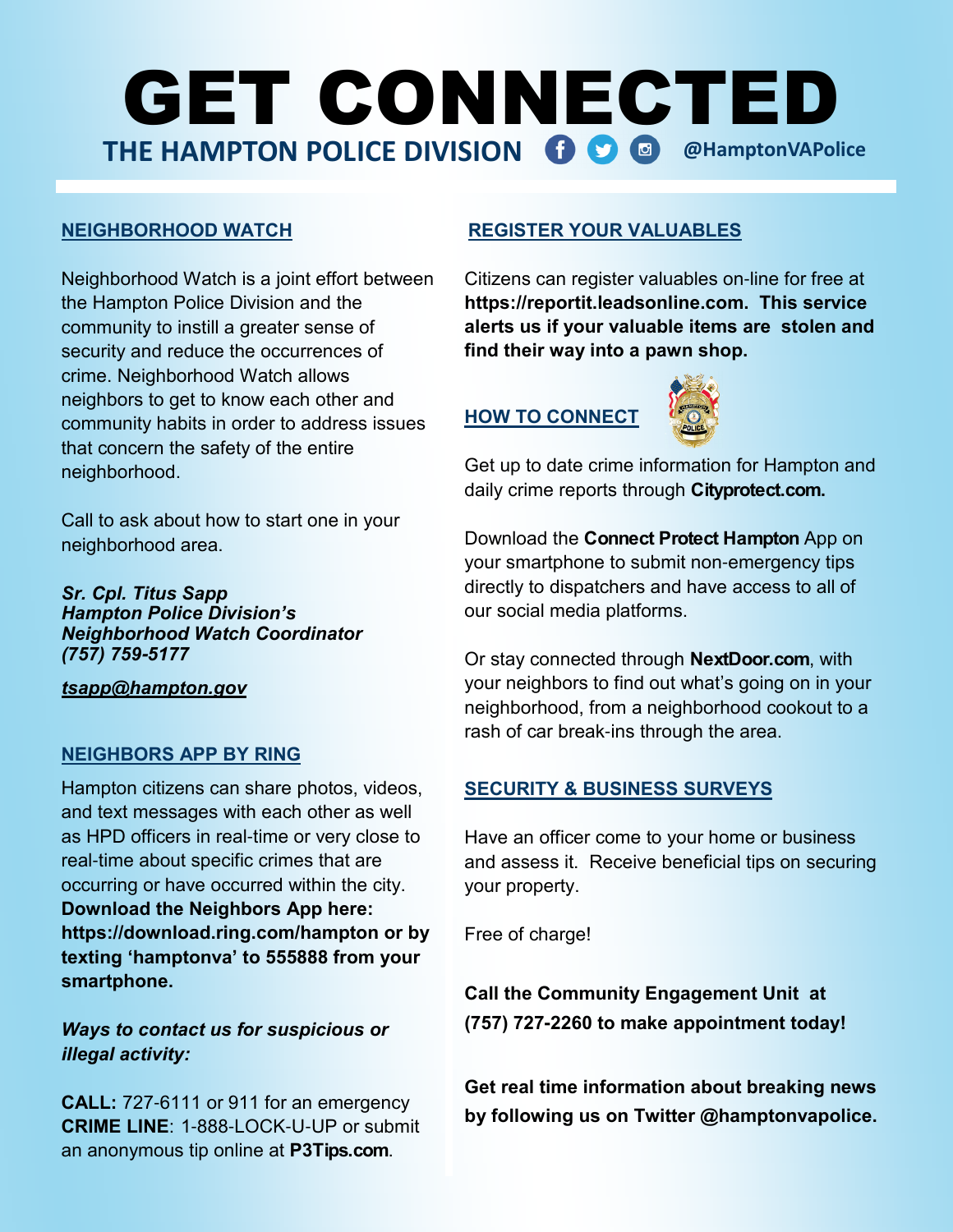# GET CONNECTED

**THE HAMPTON POLICE DIVISION** @HamptonVAPolice

## NEIGHBORHOOD WATCH

Neighborhood Watch is a joint effort between the Hampton Police Division and the community to instill a greater sense of security and reduce the occurrences of crime. Neighborhood Watch allows neighbors to get to know each other and community habits in order to address issues that concern the safety of the entire neighborhood.

Call to ask about how to start one in your neighborhood area.

***Sr. Cpl. Titus Sapp***
***Hampton Police Division's***
***Neighborhood Watch Coordinator***
***(757) 759-5177***

***tsapp@hampton.gov***

## NEIGHBORS APP BY RING

Hampton citizens can share photos, videos, and text messages with each other as well as HPD officers in real-time or very close to real-time about specific crimes that are occurring or have occurred within the city. **Download the Neighbors App here: https://download.ring.com/hampton or by texting 'hamptonva' to 555888 from your smartphone.**

***Ways to contact us for suspicious or illegal activity:***

**CALL:** 727-6111 or 911 for an emergency
**CRIME LINE**: 1-888-LOCK-U-UP or submit an anonymous tip online at **P3Tips.com**.

## REGISTER YOUR VALUABLES

Citizens can register valuables on-line for free at **https://reportit.leadsonline.com. This service alerts us if your valuable items are stolen and find their way into a pawn shop.**

## HOW TO CONNECT

Get up to date crime information for Hampton and daily crime reports through **Cityprotect.com.**

Download the **Connect Protect Hampton** App on your smartphone to submit non-emergency tips directly to dispatchers and have access to all of our social media platforms.

Or stay connected through **NextDoor.com**, with your neighbors to find out what's going on in your neighborhood, from a neighborhood cookout to a rash of car break-ins through the area.

## SECURITY & BUSINESS SURVEYS

Have an officer come to your home or business and assess it. Receive beneficial tips on securing your property.

Free of charge!

**Call the Community Engagement Unit at (757) 727-2260 to make appointment today!**

**Get real time information about breaking news by following us on Twitter @hamptonvapolice.**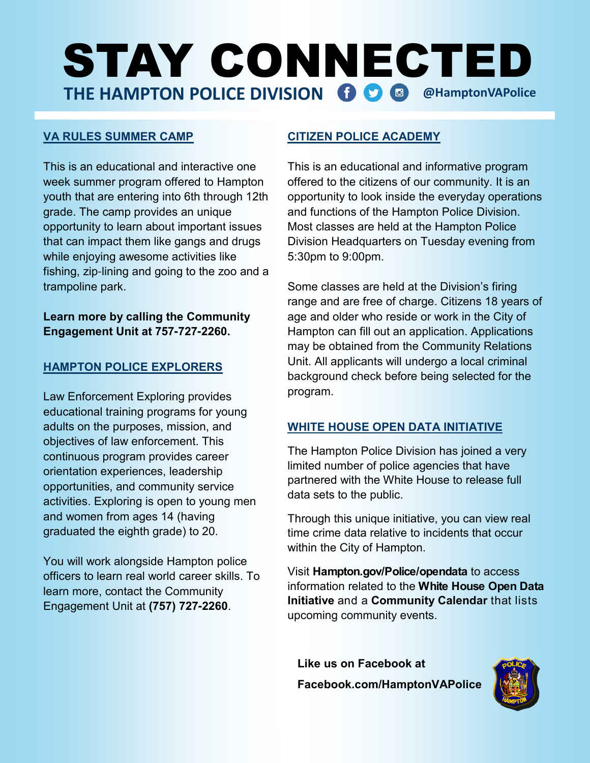# STAY CONNECTED

## THE HAMPTON POLICE DIVISION @HamptonVAPolice

### VA RULES SUMMER CAMP

This is an educational and interactive one week summer program offered to Hampton youth that are entering into 6th through 12th grade. The camp provides an unique opportunity to learn about important issues that can impact them like gangs and drugs while enjoying awesome activities like fishing, zip-lining and going to the zoo and a trampoline park.

**Learn more by calling the Community Engagement Unit at 757-727-2260.**

### HAMPTON POLICE EXPLORERS

Law Enforcement Exploring provides educational training programs for young adults on the purposes, mission, and objectives of law enforcement. This continuous program provides career orientation experiences, leadership opportunities, and community service activities. Exploring is open to young men and women from ages 14 (having graduated the eighth grade) to 20.

You will work alongside Hampton police officers to learn real world career skills. To learn more, contact the Community Engagement Unit at **(757) 727-2260**.

### CITIZEN POLICE ACADEMY

This is an educational and informative program offered to the citizens of our community. It is an opportunity to look inside the everyday operations and functions of the Hampton Police Division. Most classes are held at the Hampton Police Division Headquarters on Tuesday evening from 5:30pm to 9:00pm.

Some classes are held at the Division's firing range and are free of charge. Citizens 18 years of age and older who reside or work in the City of Hampton can fill out an application. Applications may be obtained from the Community Relations Unit. All applicants will undergo a local criminal background check before being selected for the program.

### WHITE HOUSE OPEN DATA INITIATIVE

The Hampton Police Division has joined a very limited number of police agencies that have partnered with the White House to release full data sets to the public.

Through this unique initiative, you can view real time crime data relative to incidents that occur within the City of Hampton.

Visit **Hampton.gov/Police/opendata** to access information related to the **White House Open Data Initiative** and a **Community Calendar** that lists upcoming community events.

**Like us on Facebook at Facebook.com/HamptonVAPolice**